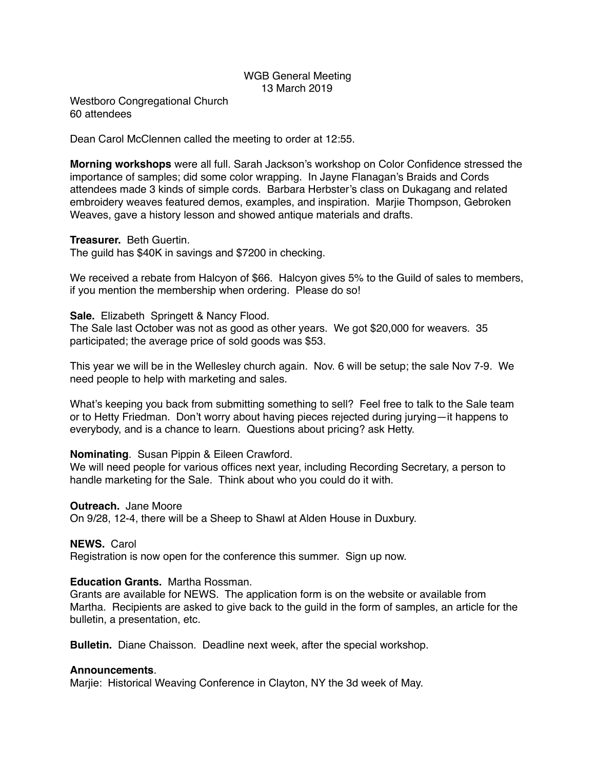WGB General Meeting
13 March 2019

Westboro Congregational Church
60 attendees

Dean Carol McClennen called the meeting to order at 12:55.

**Morning workshops** were all full. Sarah Jackson's workshop on Color Confidence stressed the importance of samples; did some color wrapping. In Jayne Flanagan's Braids and Cords attendees made 3 kinds of simple cords. Barbara Herbster's class on Dukagang and related embroidery weaves featured demos, examples, and inspiration. Marjie Thompson, Gebroken Weaves, gave a history lesson and showed antique materials and drafts.

**Treasurer.** Beth Guertin.
The guild has $40K in savings and $7200 in checking.

We received a rebate from Halcyon of $66. Halcyon gives 5% to the Guild of sales to members, if you mention the membership when ordering. Please do so!

**Sale.** Elizabeth Springett & Nancy Flood.
The Sale last October was not as good as other years. We got $20,000 for weavers. 35 participated; the average price of sold goods was $53.

This year we will be in the Wellesley church again. Nov. 6 will be setup; the sale Nov 7-9. We need people to help with marketing and sales.

What's keeping you back from submitting something to sell? Feel free to talk to the Sale team or to Hetty Friedman. Don't worry about having pieces rejected during jurying—it happens to everybody, and is a chance to learn. Questions about pricing? ask Hetty.

**Nominating**. Susan Pippin & Eileen Crawford.
We will need people for various offices next year, including Recording Secretary, a person to handle marketing for the Sale. Think about who you could do it with.

**Outreach.** Jane Moore
On 9/28, 12-4, there will be a Sheep to Shawl at Alden House in Duxbury.

**NEWS.** Carol
Registration is now open for the conference this summer. Sign up now.

**Education Grants.** Martha Rossman.
Grants are available for NEWS. The application form is on the website or available from Martha. Recipients are asked to give back to the guild in the form of samples, an article for the bulletin, a presentation, etc.

**Bulletin.** Diane Chaisson. Deadline next week, after the special workshop.

**Announcements**.
Marjie: Historical Weaving Conference in Clayton, NY the 3d week of May.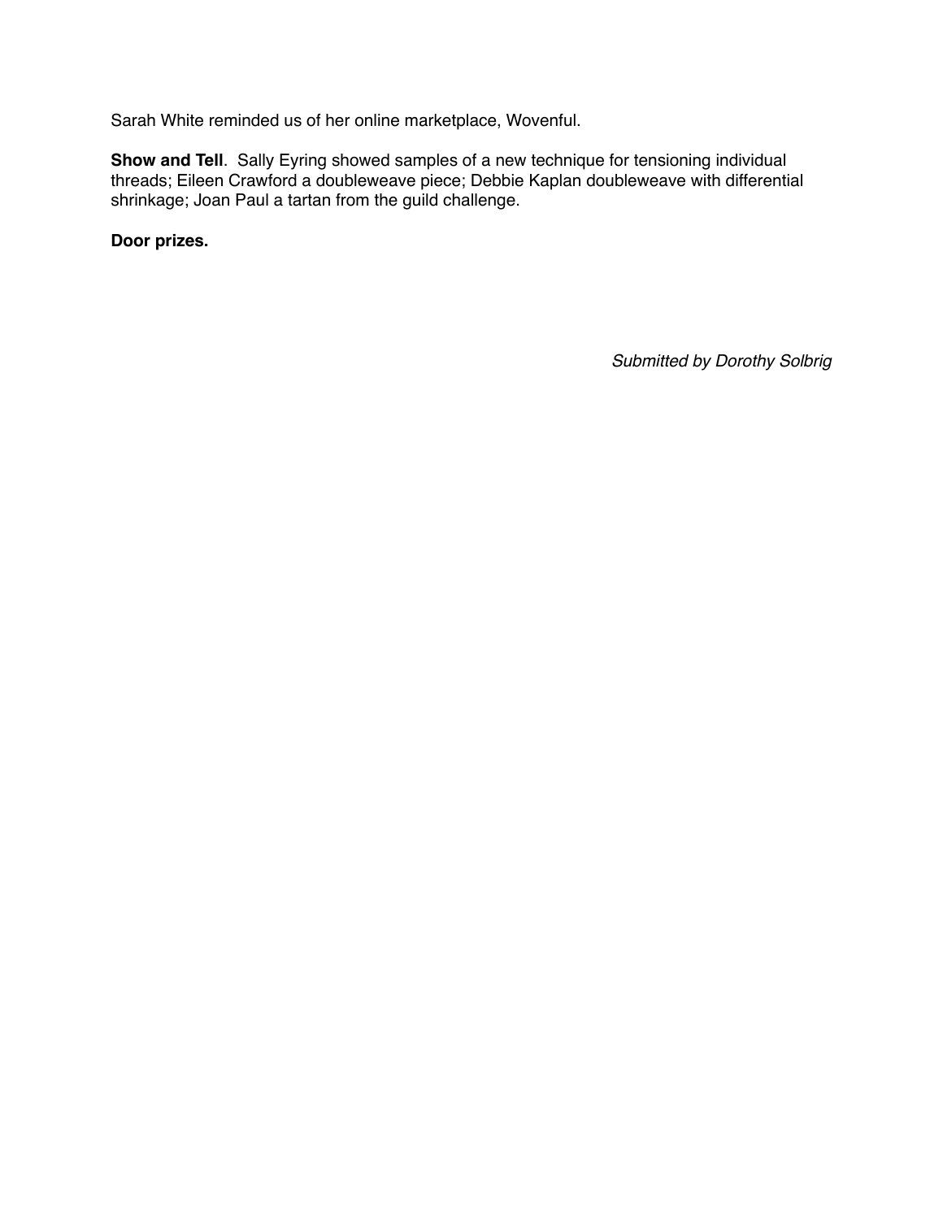Sarah White reminded us of her online marketplace, Wovenful.

**Show and Tell**. Sally Eyring showed samples of a new technique for tensioning individual threads; Eileen Crawford a doubleweave piece; Debbie Kaplan doubleweave with differential shrinkage; Joan Paul a tartan from the guild challenge.

**Door prizes.**

*Submitted by Dorothy Solbrig*